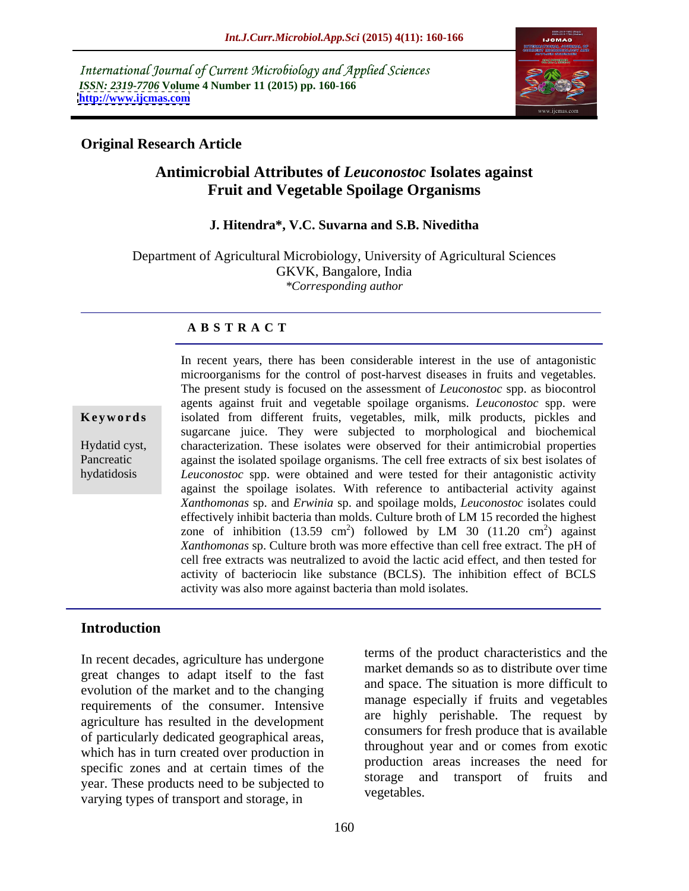International Journal of Current Microbiology and Applied Sciences
*ISSN: 2319-7706* **Volume 4 Number 11 (2015) pp. 160-166**
**http://www.ijcmas.com**

**Original Research Article**

# Antimicrobial Attributes of *Leuconostoc* Isolates against Fruit and Vegetable Spoilage Organisms

**J. Hitendra\*, V.C. Suvarna and S.B. Niveditha**

Department of Agricultural Microbiology, University of Agricultural Sciences
GKVK, Bangalore, India
*\*Corresponding author*

## A B S T R A C T

**Keywords**

Hydatid cyst, Pancreatic hydatidosis

In recent years, there has been considerable interest in the use of antagonistic microorganisms for the control of post-harvest diseases in fruits and vegetables. The present study is focused on the assessment of *Leuconostoc* spp. as biocontrol agents against fruit and vegetable spoilage organisms. *Leuconostoc* spp. were isolated from different fruits, vegetables, milk, milk products, pickles and sugarcane juice. They were subjected to morphological and biochemical characterization. These isolates were observed for their antimicrobial properties against the isolated spoilage organisms. The cell free extracts of six best isolates of *Leuconostoc* spp. were obtained and were tested for their antagonistic activity against the spoilage isolates. With reference to antibacterial activity against *Xanthomonas* sp. and *Erwinia* sp. and spoilage molds, *Leuconostoc* isolates could effectively inhibit bacteria than molds. Culture broth of LM 15 recorded the highest zone of inhibition (13.59 $cm^2$) followed by LM 30 (11.20 $cm^2$) against *Xanthomonas* sp. Culture broth was more effective than cell free extract. The pH of cell free extracts was neutralized to avoid the lactic acid effect, and then tested for activity of bacteriocin like substance (BCLS). The inhibition effect of BCLS activity was also more against bacteria than mold isolates.

## Introduction

In recent decades, agriculture has undergone great changes to adapt itself to the fast evolution of the market and to the changing requirements of the consumer. Intensive agriculture has resulted in the development of particularly dedicated geographical areas, which has in turn created over production in specific zones and at certain times of the year. These products need to be subjected to varying types of transport and storage, in terms of the product characteristics and the market demands so as to distribute over time and space. The situation is more difficult to manage especially if fruits and vegetables are highly perishable. The request by consumers for fresh produce that is available throughout year and or comes from exotic production areas increases the need for storage and transport of fruits and vegetables.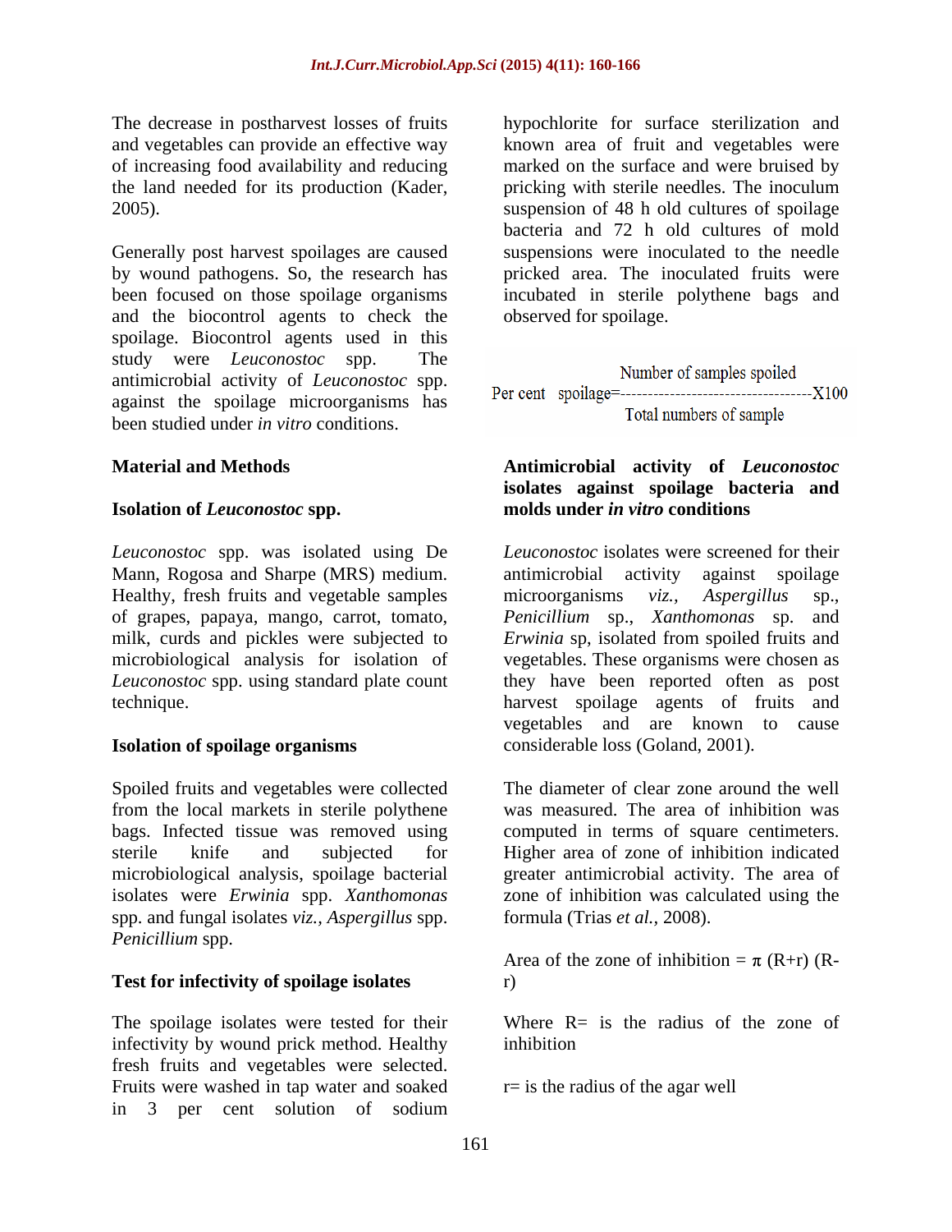The decrease in postharvest losses of fruits and vegetables can provide an effective way of increasing food availability and reducing the land needed for its production (Kader, 2005).

Generally post harvest spoilages are caused by wound pathogens. So, the research has been focused on those spoilage organisms and the biocontrol agents to check the spoilage. Biocontrol agents used in this study were *Leuconostoc* spp. The antimicrobial activity of *Leuconostoc* spp. against the spoilage microorganisms has been studied under *in vitro* conditions.

## Material and Methods

### Isolation of *Leuconostoc* spp.

*Leuconostoc* spp. was isolated using De Mann, Rogosa and Sharpe (MRS) medium. Healthy, fresh fruits and vegetable samples of grapes, papaya, mango, carrot, tomato, milk, curds and pickles were subjected to microbiological analysis for isolation of *Leuconostoc* spp. using standard plate count technique.

### Isolation of spoilage organisms

Spoiled fruits and vegetables were collected from the local markets in sterile polythene bags. Infected tissue was removed using sterile knife and subjected for microbiological analysis, spoilage bacterial isolates were *Erwinia* spp. *Xanthomonas* spp. and fungal isolates *viz.*, *Aspergillus* spp. *Penicillium* spp.

### Test for infectivity of spoilage isolates

The spoilage isolates were tested for their infectivity by wound prick method. Healthy fresh fruits and vegetables were selected. Fruits were washed in tap water and soaked in 3 per cent solution of sodium hypochlorite for surface sterilization and known area of fruit and vegetables were marked on the surface and were bruised by pricking with sterile needles. The inoculum suspension of 48 h old cultures of spoilage bacteria and 72 h old cultures of mold suspensions were inoculated to the needle pricked area. The inoculated fruits were incubated in sterile polythene bags and observed for spoilage.

$$\text{Per cent spoilage} = \frac{\text{Number of samples spoiled}}{\text{Total numbers of sample}} \times 100$$

### Antimicrobial activity of *Leuconostoc* isolates against spoilage bacteria and molds under *in vitro* conditions

*Leuconostoc* isolates were screened for their antimicrobial activity against spoilage microorganisms *viz.*, *Aspergillus* sp., *Penicillium* sp., *Xanthomonas* sp. and *Erwinia* sp, isolated from spoiled fruits and vegetables. These organisms were chosen as they have been reported often as post harvest spoilage agents of fruits and vegetables and are known to cause considerable loss (Goland, 2001).

The diameter of clear zone around the well was measured. The area of inhibition was computed in terms of square centimeters. Higher area of zone of inhibition indicated greater antimicrobial activity. The area of zone of inhibition was calculated using the formula (Trias *et al.*, 2008).

$$\text{Area of the zone of inhibition} = \pi (R+r)(R-r)$$

Where R= is the radius of the zone of inhibition

r= is the radius of the agar well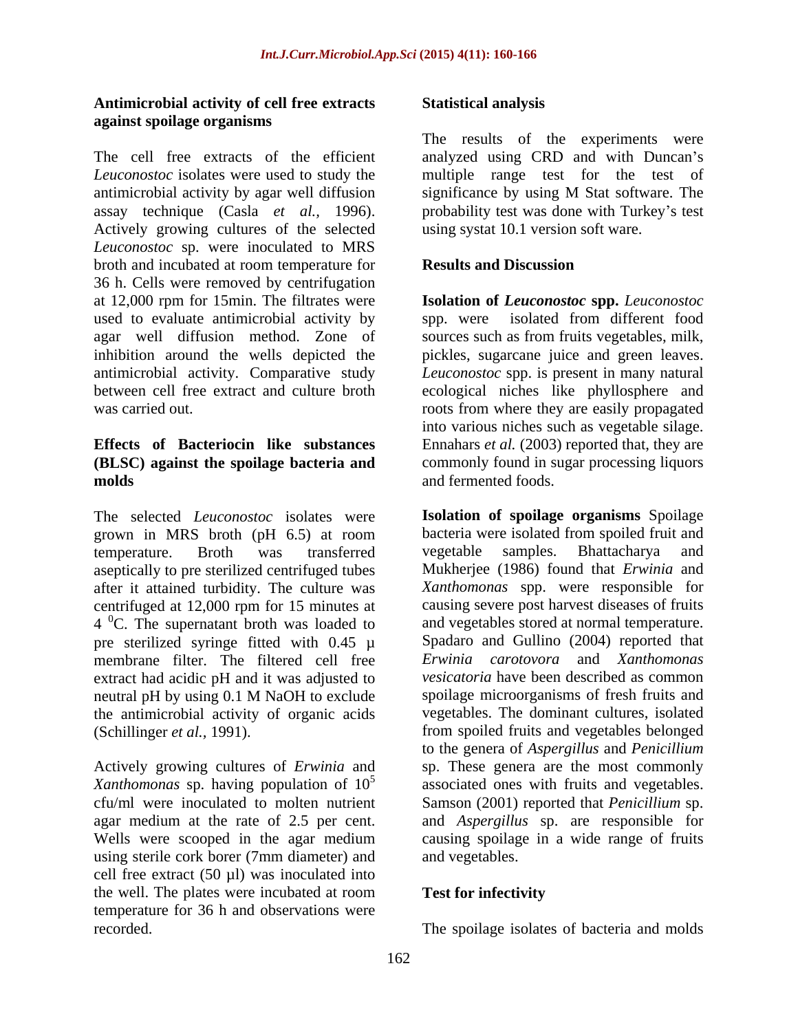**Antimicrobial activity of cell free extracts against spoilage organisms**

The cell free extracts of the efficient *Leuconostoc* isolates were used to study the antimicrobial activity by agar well diffusion assay technique (Casla *et al.,* 1996). Actively growing cultures of the selected *Leuconostoc* sp. were inoculated to MRS broth and incubated at room temperature for 36 h. Cells were removed by centrifugation at 12,000 rpm for 15min. The filtrates were used to evaluate antimicrobial activity by agar well diffusion method. Zone of inhibition around the wells depicted the antimicrobial activity. Comparative study between cell free extract and culture broth was carried out.

**Effects of Bacteriocin like substances (BLSC) against the spoilage bacteria and molds**

The selected *Leuconostoc* isolates were grown in MRS broth (pH 6.5) at room temperature. Broth was transferred aseptically to pre sterilized centrifuged tubes after it attained turbidity. The culture was centrifuged at 12,000 rpm for 15 minutes at 4 $^0$C. The supernatant broth was loaded to pre sterilized syringe fitted with 0.45 μ membrane filter. The filtered cell free extract had acidic pH and it was adjusted to neutral pH by using 0.1 M NaOH to exclude the antimicrobial activity of organic acids (Schillinger *et al.,* 1991).

Actively growing cultures of *Erwinia* and *Xanthomonas* sp. having population of $10^5$ cfu/ml were inoculated to molten nutrient agar medium at the rate of 2.5 per cent. Wells were scooped in the agar medium using sterile cork borer (7mm diameter) and cell free extract (50 µl) was inoculated into the well. The plates were incubated at room temperature for 36 h and observations were recorded.

**Statistical analysis**

The results of the experiments were analyzed using CRD and with Duncan's multiple range test for the test of significance by using M Stat software. The probability test was done with Turkey's test using systat 10.1 version soft ware.

**Results and Discussion**

**Isolation of *Leuconostoc* spp.** *Leuconostoc* spp. were isolated from different food sources such as from fruits vegetables, milk, pickles, sugarcane juice and green leaves. *Leuconostoc* spp. is present in many natural ecological niches like phyllosphere and roots from where they are easily propagated into various niches such as vegetable silage. Ennahars *et al.* (2003) reported that, they are commonly found in sugar processing liquors and fermented foods.

**Isolation of spoilage organisms** Spoilage bacteria were isolated from spoiled fruit and vegetable samples. Bhattacharya and Mukherjee (1986) found that *Erwinia* and *Xanthomonas* spp. were responsible for causing severe post harvest diseases of fruits and vegetables stored at normal temperature. Spadaro and Gullino (2004) reported that *Erwinia carotovora* and *Xanthomonas vesicatoria* have been described as common spoilage microorganisms of fresh fruits and vegetables. The dominant cultures, isolated from spoiled fruits and vegetables belonged to the genera of *Aspergillus* and *Penicillium* sp. These genera are the most commonly associated ones with fruits and vegetables. Samson (2001) reported that *Penicillium* sp. and *Aspergillus* sp. are responsible for causing spoilage in a wide range of fruits and vegetables.

**Test for infectivity**

The spoilage isolates of bacteria and molds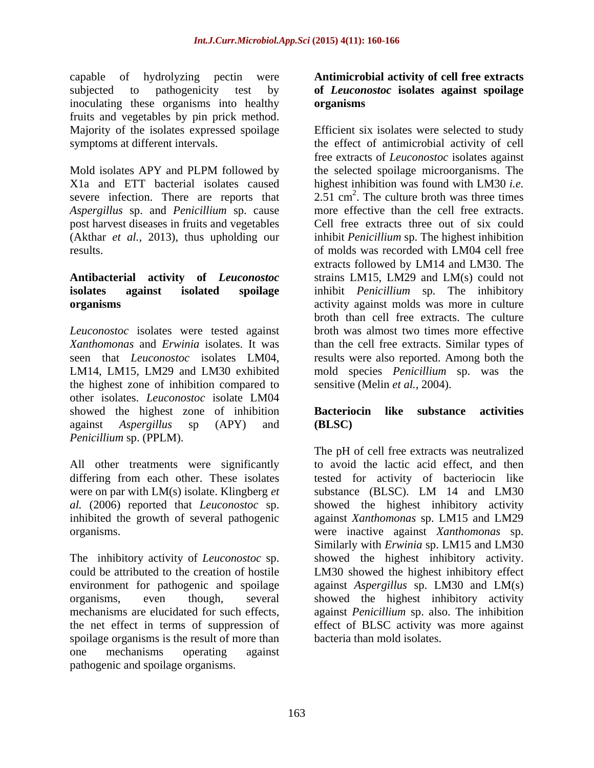capable of hydrolyzing pectin were subjected to pathogenicity test by inoculating these organisms into healthy fruits and vegetables by pin prick method. Majority of the isolates expressed spoilage symptoms at different intervals.

Mold isolates APY and PLPM followed by X1a and ETT bacterial isolates caused severe infection. There are reports that *Aspergillus* sp. and *Penicillium* sp. cause post harvest diseases in fruits and vegetables (Akthar *et al.,* 2013), thus upholding our results.

**Antibacterial activity of *Leuconostoc* isolates against isolated spoilage organisms**

*Leuconostoc* isolates were tested against *Xanthomonas* and *Erwinia* isolates. It was seen that *Leuconostoc* isolates LM04, LM14, LM15, LM29 and LM30 exhibited the highest zone of inhibition compared to other isolates. *Leuconostoc* isolate LM04 showed the highest zone of inhibition against *Aspergillus* sp (APY) and *Penicillium* sp. (PPLM).

All other treatments were significantly differing from each other. These isolates were on par with LM(s) isolate. Klingberg *et al.* (2006) reported that *Leuconostoc* sp. inhibited the growth of several pathogenic organisms.

The inhibitory activity of *Leuconostoc* sp. could be attributed to the creation of hostile environment for pathogenic and spoilage organisms, even though, several mechanisms are elucidated for such effects, the net effect in terms of suppression of spoilage organisms is the result of more than one mechanisms operating against pathogenic and spoilage organisms.

**Antimicrobial activity of cell free extracts of *Leuconostoc* isolates against spoilage organisms**

Efficient six isolates were selected to study the effect of antimicrobial activity of cell free extracts of *Leuconostoc* isolates against the selected spoilage microorganisms. The highest inhibition was found with LM30 *i.e.* 2.51 $cm^2$. The culture broth was three times more effective than the cell free extracts. Cell free extracts three out of six could inhibit *Penicillium* sp. The highest inhibition of molds was recorded with LM04 cell free extracts followed by LM14 and LM30. The strains LM15, LM29 and LM(s) could not inhibit *Penicillium* sp. The inhibitory activity against molds was more in culture broth than cell free extracts. The culture broth was almost two times more effective than the cell free extracts. Similar types of results were also reported. Among both the mold species *Penicillium* sp. was the sensitive (Melin *et al.,* 2004).

**Bacteriocin like substance activities (BLSC)**

The pH of cell free extracts was neutralized to avoid the lactic acid effect, and then tested for activity of bacteriocin like substance (BLSC). LM 14 and LM30 showed the highest inhibitory activity against *Xanthomonas* sp. LM15 and LM29 were inactive against *Xanthomonas* sp. Similarly with *Erwinia* sp. LM15 and LM30 showed the highest inhibitory activity. LM30 showed the highest inhibitory effect against *Aspergillus* sp. LM30 and LM(s) showed the highest inhibitory activity against *Penicillium* sp. also. The inhibition effect of BLSC activity was more against bacteria than mold isolates.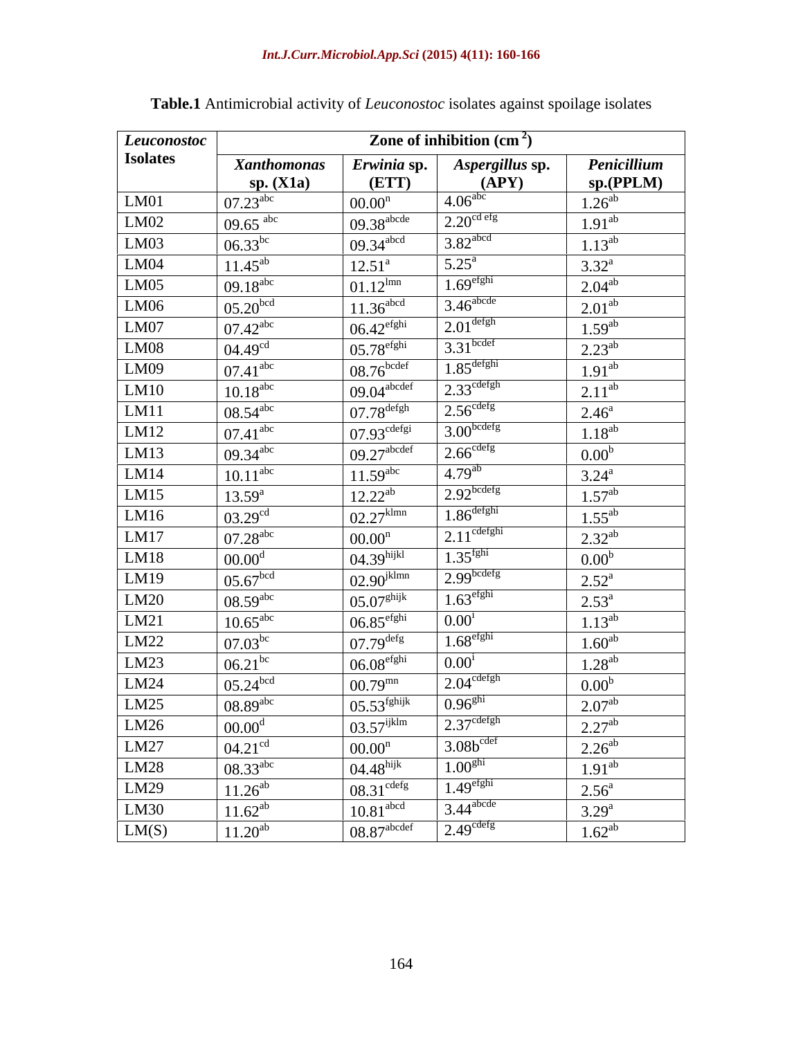**Table.1** Antimicrobial activity of *Leuconostoc* isolates against spoilage isolates

| *Leuconostoc* Isolates | Zone of inhibition ($cm^2$) | | | |
|---|---|---|---|---|
| | *Xanthomonas* sp. (X1a) | *Erwinia* sp. (ETT) | *Aspergillus* sp. (APY) | *Penicillium* sp.(PPLM) |
| LM01 | $07.23^{abc}$ | $00.00^{n}$ | $4.06^{abc}$ | $1.26^{ab}$ |
| LM02 | $09.65^{abc}$ | $09.38^{abcde}$ | $2.20^{cd\,efg}$ | $1.91^{ab}$ |
| LM03 | $06.33^{bc}$ | $09.34^{abcd}$ | $3.82^{abcd}$ | $1.13^{ab}$ |
| LM04 | $11.45^{ab}$ | $12.51^{a}$ | $5.25^{a}$ | $3.32^{a}$ |
| LM05 | $09.18^{abc}$ | $01.12^{lmn}$ | $1.69^{efghi}$ | $2.04^{ab}$ |
| LM06 | $05.20^{bcd}$ | $11.36^{abcd}$ | $3.46^{abcde}$ | $2.01^{ab}$ |
| LM07 | $07.42^{abc}$ | $06.42^{efghi}$ | $2.01^{defgh}$ | $1.59^{ab}$ |
| LM08 | $04.49^{cd}$ | $05.78^{efghi}$ | $3.31^{bcdef}$ | $2.23^{ab}$ |
| LM09 | $07.41^{abc}$ | $08.76^{bcdef}$ | $1.85^{defghi}$ | $1.91^{ab}$ |
| LM10 | $10.18^{abc}$ | $09.04^{abcdef}$ | $2.33^{cdefgh}$ | $2.11^{ab}$ |
| LM11 | $08.54^{abc}$ | $07.78^{defgh}$ | $2.56^{cdefg}$ | $2.46^{a}$ |
| LM12 | $07.41^{abc}$ | $07.93^{cdefgi}$ | $3.00^{bcdefg}$ | $1.18^{ab}$ |
| LM13 | $09.34^{abc}$ | $09.27^{abcdef}$ | $2.66^{cdefg}$ | $0.00^{b}$ |
| LM14 | $10.11^{abc}$ | $11.59^{abc}$ | $4.79^{ab}$ | $3.24^{a}$ |
| LM15 | $13.59^{a}$ | $12.22^{ab}$ | $2.92^{bcdefg}$ | $1.57^{ab}$ |
| LM16 | $03.29^{cd}$ | $02.27^{klmn}$ | $1.86^{defghi}$ | $1.55^{ab}$ |
| LM17 | $07.28^{abc}$ | $00.00^{n}$ | $2.11^{cdefghi}$ | $2.32^{ab}$ |
| LM18 | $00.00^{d}$ | $04.39^{hijkl}$ | $1.35^{fghi}$ | $0.00^{b}$ |
| LM19 | $05.67^{bcd}$ | $02.90^{jklmn}$ | $2.99^{bcdefg}$ | $2.52^{a}$ |
| LM20 | $08.59^{abc}$ | $05.07^{ghijk}$ | $1.63^{efghi}$ | $2.53^{a}$ |
| LM21 | $10.65^{abc}$ | $06.85^{efghi}$ | $0.00^{i}$ | $1.13^{ab}$ |
| LM22 | $07.03^{bc}$ | $07.79^{defg}$ | $1.68^{efghi}$ | $1.60^{ab}$ |
| LM23 | $06.21^{bc}$ | $06.08^{efghi}$ | $0.00^{i}$ | $1.28^{ab}$ |
| LM24 | $05.24^{bcd}$ | $00.79^{mn}$ | $2.04^{cdefgh}$ | $0.00^{b}$ |
| LM25 | $08.89^{abc}$ | $05.53^{fghijk}$ | $0.96^{ghi}$ | $2.07^{ab}$ |
| LM26 | $00.00^{d}$ | $03.57^{ijklm}$ | $2.37^{cdefgh}$ | $2.27^{ab}$ |
| LM27 | $04.21^{cd}$ | $00.00^{n}$ | $3.08b^{cdef}$ | $2.26^{ab}$ |
| LM28 | $08.33^{abc}$ | $04.48^{hijk}$ | $1.00^{ghi}$ | $1.91^{ab}$ |
| LM29 | $11.26^{ab}$ | $08.31^{cdefg}$ | $1.49^{efghi}$ | $2.56^{a}$ |
| LM30 | $11.62^{ab}$ | $10.81^{abcd}$ | $3.44^{abcde}$ | $3.29^{a}$ |
| LM(S) | $11.20^{ab}$ | $08.87^{abcdef}$ | $2.49^{cdefg}$ | $1.62^{ab}$ |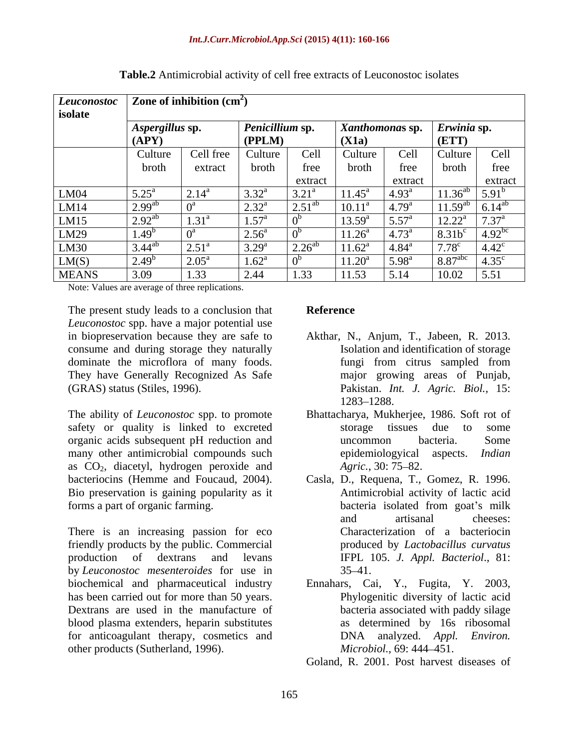**Table.2** Antimicrobial activity of cell free extracts of Leuconostoc isolates

| *Leuconostoc* isolate | Zone of inhibition ($cm^2$) | | | | | | | |
|---|---|---|---|---|---|---|---|---|
| | *Aspergillus* sp. (APY) | | *Penicillium* sp. (PPLM) | | *Xanthomonas* sp. (X1a) | | *Erwinia* sp. (ETT) | |
| | Culture broth | Cell free extract | Culture broth | Cell free extract | Culture broth | Cell free extract | Culture broth | Cell free extract |
| LM04 | $5.25^{a}$ | $2.14^{a}$ | $3.32^{a}$ | $3.21^{a}$ | $11.45^{a}$ | $4.93^{a}$ | $11.36^{ab}$ | $5.91^{b}$ |
| LM14 | $2.99^{ab}$ | $0^{a}$ | $2.32^{a}$ | $2.51^{ab}$ | $10.11^{a}$ | $4.79^{a}$ | $11.59^{ab}$ | $6.14^{ab}$ |
| LM15 | $2.92^{ab}$ | $1.31^{a}$ | $1.57^{a}$ | $0^{b}$ | $13.59^{a}$ | $5.57^{a}$ | $12.22^{a}$ | $7.37^{a}$ |
| LM29 | $1.49^{b}$ | $0^{a}$ | $2.56^{a}$ | $0^{b}$ | $11.26^{a}$ | $4.73^{a}$ | $8.31b^{c}$ | $4.92^{bc}$ |
| LM30 | $3.44^{ab}$ | $2.51^{a}$ | $3.29^{a}$ | $2.26^{ab}$ | $11.62^{a}$ | $4.84^{a}$ | $7.78^{c}$ | $4.42^{c}$ |
| LM(S) | $2.49^{b}$ | $2.05^{a}$ | $1.62^{a}$ | $0^{b}$ | $11.20^{a}$ | $5.98^{a}$ | $8.87^{abc}$ | $4.35^{c}$ |
| MEANS | 3.09 | 1.33 | 2.44 | 1.33 | 11.53 | 5.14 | 10.02 | 5.51 |

Note: Values are average of three replications.

The present study leads to a conclusion that *Leuconostoc* spp. have a major potential use in biopreservation because they are safe to consume and during storage they naturally dominate the microflora of many foods. They have Generally Recognized As Safe (GRAS) status (Stiles, 1996).

The ability of *Leuconostoc* spp. to promote safety or quality is linked to excreted organic acids subsequent pH reduction and many other antimicrobial compounds such as $CO_2$, diacetyl, hydrogen peroxide and bacteriocins (Hemme and Foucaud, 2004). Bio preservation is gaining popularity as it forms a part of organic farming.

There is an increasing passion for eco friendly products by the public. Commercial production of dextrans and levans by *Leuconostoc mesenteroides* for use in biochemical and pharmaceutical industry has been carried out for more than 50 years. Dextrans are used in the manufacture of blood plasma extenders, heparin substitutes for anticoagulant therapy, cosmetics and other products (Sutherland, 1996).

## Reference

Akthar, N., Anjum, T., Jabeen, R. 2013. Isolation and identification of storage fungi from citrus sampled from major growing areas of Punjab, Pakistan. *Int. J. Agric. Biol.,* 15: 1283–1288.

Bhattacharya, Mukherjee, 1986. Soft rot of storage tissues due to some uncommon bacteria. Some epidemiologyical aspects. *Indian Agric.*, 30: 75–82.

Casla, D., Requena, T., Gomez, R. 1996. Antimicrobial activity of lactic acid bacteria isolated from goat's milk and artisanal cheeses: Characterization of a bacteriocin produced by *Lactobacillus curvatus* IFPL 105. *J. Appl. Bacteriol*., 81: 35–41.

Ennahars, Cai, Y., Fugita, Y. 2003, Phylogenitic diversity of lactic acid bacteria associated with paddy silage as determined by 16s ribosomal DNA analyzed. *Appl. Environ. Microbiol.,* 69: 444–451.

Goland, R. 2001. Post harvest diseases of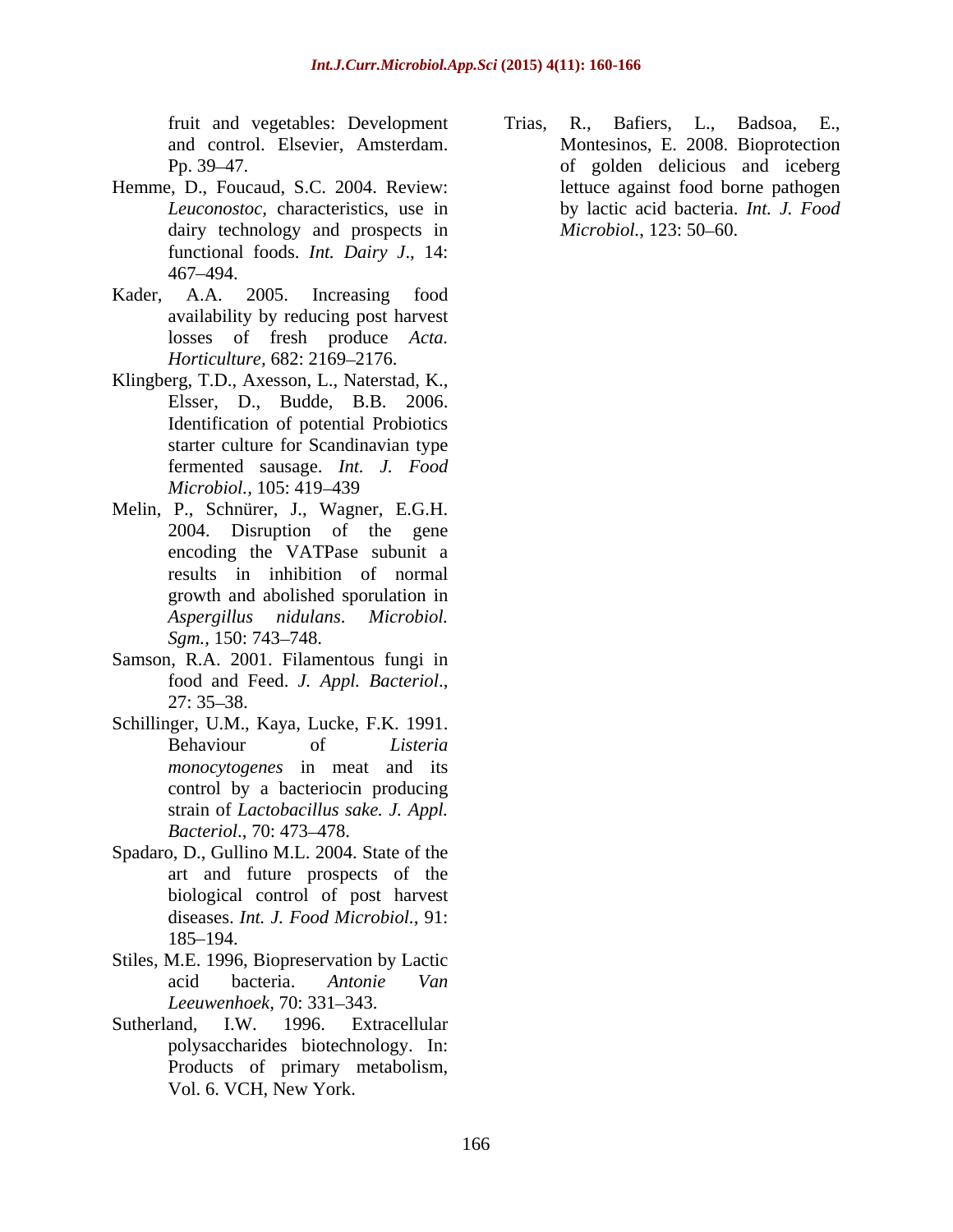fruit and vegetables: Development and control. Elsevier, Amsterdam. Pp. 39–47.

Hemme, D., Foucaud, S.C. 2004. Review: *Leuconostoc*, characteristics, use in dairy technology and prospects in functional foods. *Int. Dairy J*., 14: 467–494.

Kader, A.A. 2005. Increasing food availability by reducing post harvest losses of fresh produce *Acta. Horticulture*, 682: 2169–2176.

Klingberg, T.D., Axesson, L., Naterstad, K., Elsser, D., Budde, B.B. 2006. Identification of potential Probiotics starter culture for Scandinavian type fermented sausage. *Int. J. Food Microbiol.*, 105: 419–439

Melin, P., Schnürer, J., Wagner, E.G.H. 2004. Disruption of the gene encoding the VATPase subunit a results in inhibition of normal growth and abolished sporulation in *Aspergillus nidulans*. *Microbiol. Sgm.*, 150: 743–748.

Samson, R.A. 2001. Filamentous fungi in food and Feed. *J. Appl. Bacteriol*., 27: 35–38.

Schillinger, U.M., Kaya, Lucke, F.K. 1991. Behaviour of *Listeria monocytogenes* in meat and its control by a bacteriocin producing strain of *Lactobacillus sake. J. Appl. Bacteriol*., 70: 473–478.

Spadaro, D., Gullino M.L. 2004. State of the art and future prospects of the biological control of post harvest diseases. *Int. J. Food Microbiol.*, 91: 185–194.

Stiles, M.E. 1996, Biopreservation by Lactic acid bacteria. *Antonie Van Leeuwenhoek*, 70: 331–343.

Sutherland, I.W. 1996. Extracellular polysaccharides biotechnology. In: Products of primary metabolism, Vol. 6. VCH, New York.

Trias, R., Bafiers, L., Badsoa, E., Montesinos, E. 2008. Bioprotection of golden delicious and iceberg lettuce against food borne pathogen by lactic acid bacteria. *Int. J. Food Microbiol.*, 123: 50–60.